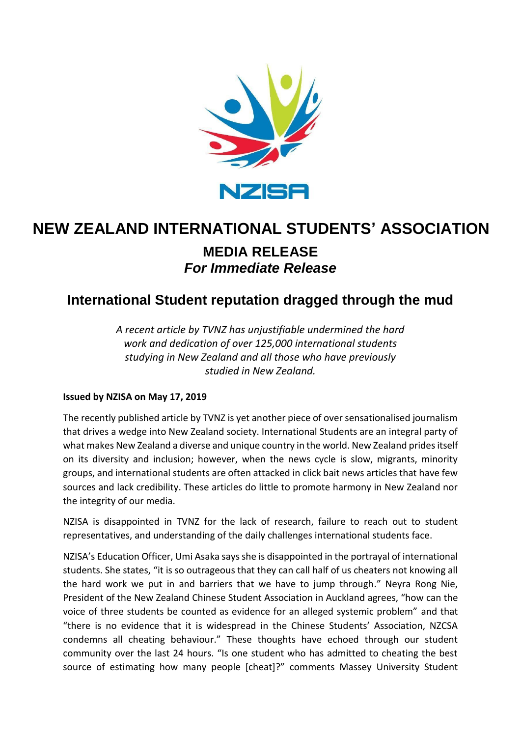NZISA

# NEW ZEALAND INTERNATIONAL STUDENTS' ASSOCIATION

## MEDIA RELEASE

## *For Immediate Release*

## International Student reputation dragged through the mud

*A recent article by TVNZ has unjustifiable undermined the hard work and dedication of over 125,000 international students studying in New Zealand and all those who have previously studied in New Zealand.*

**Issued by NZISA on May 17, 2019**

The recently published article by TVNZ is yet another piece of over sensationalised journalism that drives a wedge into New Zealand society. International Students are an integral party of what makes New Zealand a diverse and unique country in the world. New Zealand prides itself on its diversity and inclusion; however, when the news cycle is slow, migrants, minority groups, and international students are often attacked in click bait news articles that have few sources and lack credibility. These articles do little to promote harmony in New Zealand nor the integrity of our media.

NZISA is disappointed in TVNZ for the lack of research, failure to reach out to student representatives, and understanding of the daily challenges international students face.

NZISA's Education Officer, Umi Asaka says she is disappointed in the portrayal of international students. She states, "it is so outrageous that they can call half of us cheaters not knowing all the hard work we put in and barriers that we have to jump through." Neyra Rong Nie, President of the New Zealand Chinese Student Association in Auckland agrees, "how can the voice of three students be counted as evidence for an alleged systemic problem" and that "there is no evidence that it is widespread in the Chinese Students' Association, NZCSA condemns all cheating behaviour." These thoughts have echoed through our student community over the last 24 hours. "Is one student who has admitted to cheating the best source of estimating how many people [cheat]?" comments Massey University Student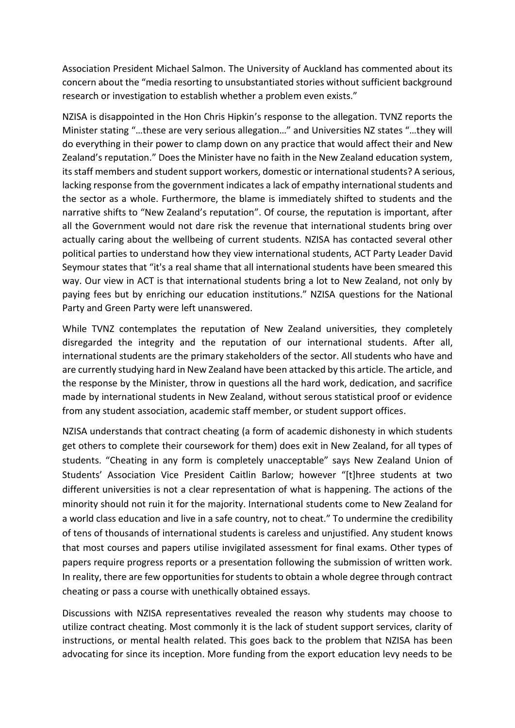Association President Michael Salmon. The University of Auckland has commented about its concern about the "media resorting to unsubstantiated stories without sufficient background research or investigation to establish whether a problem even exists."

NZISA is disappointed in the Hon Chris Hipkin's response to the allegation. TVNZ reports the Minister stating "…these are very serious allegation…" and Universities NZ states "…they will do everything in their power to clamp down on any practice that would affect their and New Zealand's reputation." Does the Minister have no faith in the New Zealand education system, its staff members and student support workers, domestic or international students? A serious, lacking response from the government indicates a lack of empathy international students and the sector as a whole. Furthermore, the blame is immediately shifted to students and the narrative shifts to "New Zealand's reputation". Of course, the reputation is important, after all the Government would not dare risk the revenue that international students bring over actually caring about the wellbeing of current students. NZISA has contacted several other political parties to understand how they view international students, ACT Party Leader David Seymour states that "it's a real shame that all international students have been smeared this way. Our view in ACT is that international students bring a lot to New Zealand, not only by paying fees but by enriching our education institutions." NZISA questions for the National Party and Green Party were left unanswered.

While TVNZ contemplates the reputation of New Zealand universities, they completely disregarded the integrity and the reputation of our international students. After all, international students are the primary stakeholders of the sector. All students who have and are currently studying hard in New Zealand have been attacked by this article. The article, and the response by the Minister, throw in questions all the hard work, dedication, and sacrifice made by international students in New Zealand, without serous statistical proof or evidence from any student association, academic staff member, or student support offices.

NZISA understands that contract cheating (a form of academic dishonesty in which students get others to complete their coursework for them) does exit in New Zealand, for all types of students. "Cheating in any form is completely unacceptable" says New Zealand Union of Students' Association Vice President Caitlin Barlow; however "[t]hree students at two different universities is not a clear representation of what is happening. The actions of the minority should not ruin it for the majority. International students come to New Zealand for a world class education and live in a safe country, not to cheat." To undermine the credibility of tens of thousands of international students is careless and unjustified. Any student knows that most courses and papers utilise invigilated assessment for final exams. Other types of papers require progress reports or a presentation following the submission of written work. In reality, there are few opportunities for students to obtain a whole degree through contract cheating or pass a course with unethically obtained essays.

Discussions with NZISA representatives revealed the reason why students may choose to utilize contract cheating. Most commonly it is the lack of student support services, clarity of instructions, or mental health related. This goes back to the problem that NZISA has been advocating for since its inception. More funding from the export education levy needs to be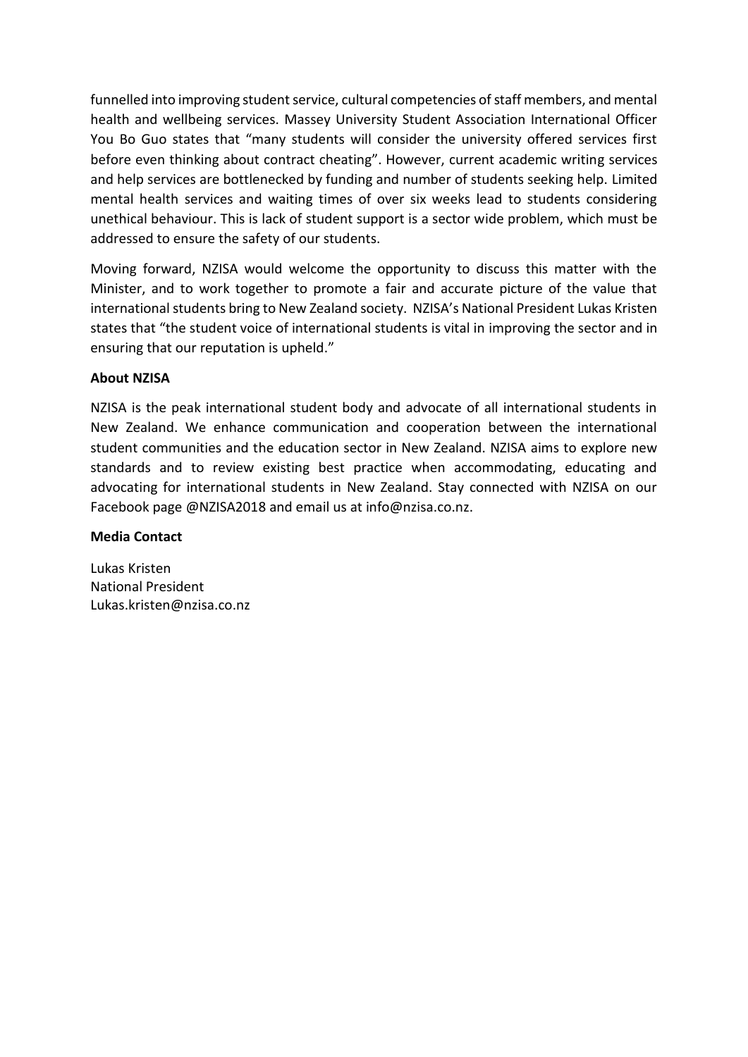funnelled into improving student service, cultural competencies of staff members, and mental health and wellbeing services. Massey University Student Association International Officer You Bo Guo states that "many students will consider the university offered services first before even thinking about contract cheating". However, current academic writing services and help services are bottlenecked by funding and number of students seeking help. Limited mental health services and waiting times of over six weeks lead to students considering unethical behaviour. This is lack of student support is a sector wide problem, which must be addressed to ensure the safety of our students.

Moving forward, NZISA would welcome the opportunity to discuss this matter with the Minister, and to work together to promote a fair and accurate picture of the value that international students bring to New Zealand society. NZISA's National President Lukas Kristen states that "the student voice of international students is vital in improving the sector and in ensuring that our reputation is upheld."

**About NZISA**

NZISA is the peak international student body and advocate of all international students in New Zealand. We enhance communication and cooperation between the international student communities and the education sector in New Zealand. NZISA aims to explore new standards and to review existing best practice when accommodating, educating and advocating for international students in New Zealand. Stay connected with NZISA on our Facebook page @NZISA2018 and email us at info@nzisa.co.nz.

**Media Contact**

Lukas Kristen
National President
Lukas.kristen@nzisa.co.nz